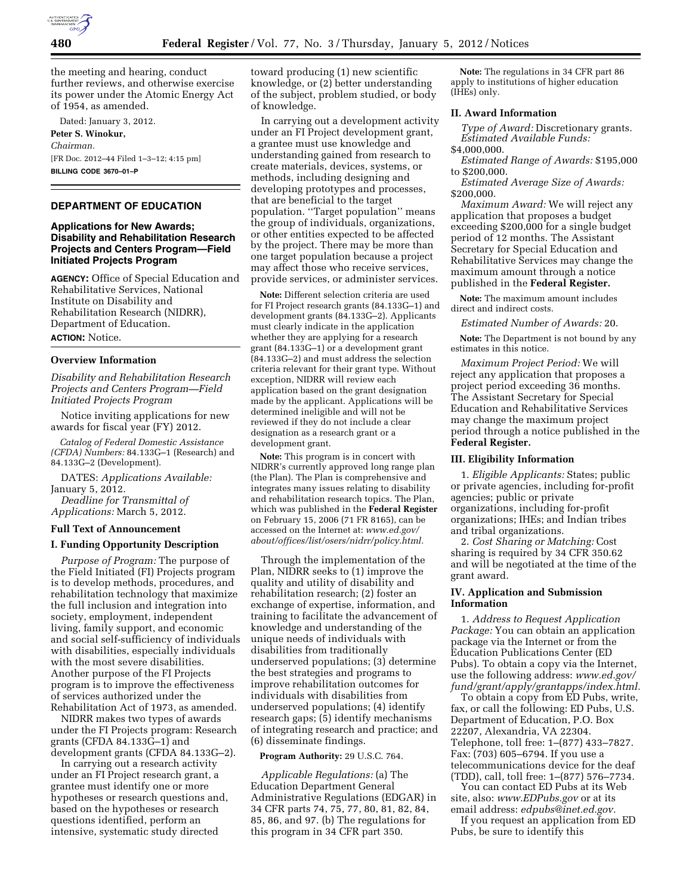the meeting and hearing, conduct further reviews, and otherwise exercise its power under the Atomic Energy Act of 1954, as amended.

Dated: January 3, 2012.

**Peter S. Winokur,**

*Chairman.*

[FR Doc. 2012–44 Filed 1–3–12; 4:15 pm]

**BILLING CODE 3670–01–P**

## DEPARTMENT OF EDUCATION

### Applications for New Awards; Disability and Rehabilitation Research Projects and Centers Program—Field Initiated Projects Program

**AGENCY:** Office of Special Education and Rehabilitative Services, National Institute on Disability and Rehabilitation Research (NIDRR), Department of Education.

**ACTION:** Notice.

**Overview Information**

*Disability and Rehabilitation Research Projects and Centers Program—Field Initiated Projects Program*

Notice inviting applications for new awards for fiscal year (FY) 2012.

*Catalog of Federal Domestic Assistance (CFDA) Numbers:* 84.133G–1 (Research) and 84.133G–2 (Development).

DATES: *Applications Available:* January 5, 2012.

*Deadline for Transmittal of Applications:* March 5, 2012.

**Full Text of Announcement**

**I. Funding Opportunity Description**

*Purpose of Program:* The purpose of the Field Initiated (FI) Projects program is to develop methods, procedures, and rehabilitation technology that maximize the full inclusion and integration into society, employment, independent living, family support, and economic and social self-sufficiency of individuals with disabilities, especially individuals with the most severe disabilities. Another purpose of the FI Projects program is to improve the effectiveness of services authorized under the Rehabilitation Act of 1973, as amended.

NIDRR makes two types of awards under the FI Projects program: Research grants (CFDA 84.133G–1) and development grants (CFDA 84.133G–2).

In carrying out a research activity under an FI Project research grant, a grantee must identify one or more hypotheses or research questions and, based on the hypotheses or research questions identified, perform an intensive, systematic study directed toward producing (1) new scientific knowledge, or (2) better understanding of the subject, problem studied, or body of knowledge.

In carrying out a development activity under an FI Project development grant, a grantee must use knowledge and understanding gained from research to create materials, devices, systems, or methods, including designing and developing prototypes and processes, that are beneficial to the target population. ''Target population'' means the group of individuals, organizations, or other entities expected to be affected by the project. There may be more than one target population because a project may affect those who receive services, provide services, or administer services.

**Note:** Different selection criteria are used for FI Project research grants (84.133G–1) and development grants (84.133G–2). Applicants must clearly indicate in the application whether they are applying for a research grant (84.133G–1) or a development grant (84.133G–2) and must address the selection criteria relevant for their grant type. Without exception, NIDRR will review each application based on the grant designation made by the applicant. Applications will be determined ineligible and will not be reviewed if they do not include a clear designation as a research grant or a development grant.

**Note:** This program is in concert with NIDRR's currently approved long range plan (the Plan). The Plan is comprehensive and integrates many issues relating to disability and rehabilitation research topics. The Plan, which was published in the **Federal Register** on February 15, 2006 (71 FR 8165), can be accessed on the Internet at: *www.ed.gov/about/offices/list/osers/nidrr/policy.html.*

Through the implementation of the Plan, NIDRR seeks to (1) improve the quality and utility of disability and rehabilitation research; (2) foster an exchange of expertise, information, and training to facilitate the advancement of knowledge and understanding of the unique needs of individuals with disabilities from traditionally underserved populations; (3) determine the best strategies and programs to improve rehabilitation outcomes for individuals with disabilities from underserved populations; (4) identify research gaps; (5) identify mechanisms of integrating research and practice; and (6) disseminate findings.

**Program Authority:** 29 U.S.C. 764.

*Applicable Regulations:* (a) The Education Department General Administrative Regulations (EDGAR) in 34 CFR parts 74, 75, 77, 80, 81, 82, 84, 85, 86, and 97. (b) The regulations for this program in 34 CFR part 350.

**Note:** The regulations in 34 CFR part 86 apply to institutions of higher education (IHEs) only.

**II. Award Information**

*Type of Award:* Discretionary grants.

*Estimated Available Funds:* $4,000,000.

*Estimated Range of Awards:* $195,000 to $200,000.

*Estimated Average Size of Awards:* $200,000.

*Maximum Award:* We will reject any application that proposes a budget exceeding $200,000 for a single budget period of 12 months. The Assistant Secretary for Special Education and Rehabilitative Services may change the maximum amount through a notice published in the **Federal Register.**

**Note:** The maximum amount includes direct and indirect costs.

*Estimated Number of Awards:* 20.

**Note:** The Department is not bound by any estimates in this notice.

*Maximum Project Period:* We will reject any application that proposes a project period exceeding 36 months. The Assistant Secretary for Special Education and Rehabilitative Services may change the maximum project period through a notice published in the **Federal Register.**

**III. Eligibility Information**

1. *Eligible Applicants:* States; public or private agencies, including for-profit agencies; public or private organizations, including for-profit organizations; IHEs; and Indian tribes and tribal organizations.

2. *Cost Sharing or Matching:* Cost sharing is required by 34 CFR 350.62 and will be negotiated at the time of the grant award.

**IV. Application and Submission Information**

1. *Address to Request Application Package:* You can obtain an application package via the Internet or from the Education Publications Center (ED Pubs). To obtain a copy via the Internet, use the following address: *www.ed.gov/fund/grant/apply/grantapps/index.html.*

To obtain a copy from ED Pubs, write, fax, or call the following: ED Pubs, U.S. Department of Education, P.O. Box 22207, Alexandria, VA 22304. Telephone, toll free: 1–(877) 433–7827. Fax: (703) 605–6794. If you use a telecommunications device for the deaf (TDD), call, toll free: 1–(877) 576–7734.

You can contact ED Pubs at its Web site, also: *www.EDPubs.gov* or at its email address: *edpubs@inet.ed.gov.*

If you request an application from ED Pubs, be sure to identify this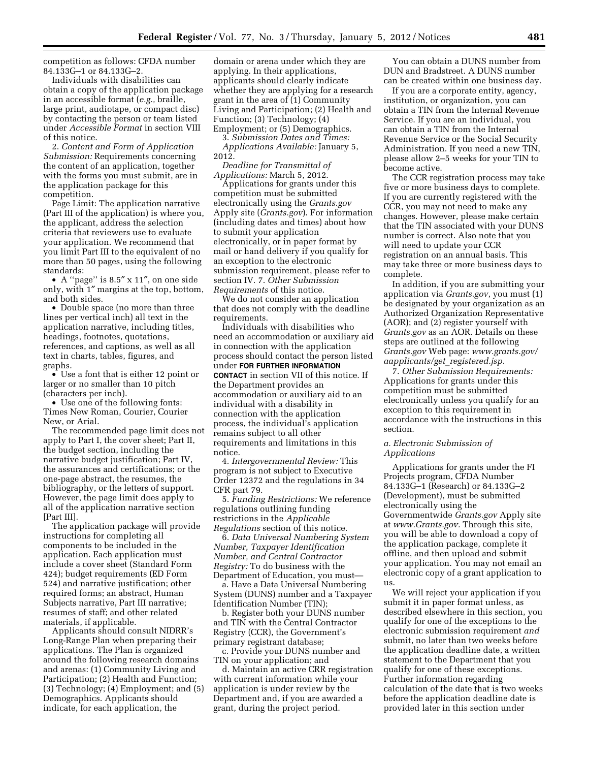competition as follows: CFDA number 84.133G–1 or 84.133G–2.

Individuals with disabilities can obtain a copy of the application package in an accessible format (*e.g.,* braille, large print, audiotape, or compact disc) by contacting the person or team listed under *Accessible Format* in section VIII of this notice.

2. *Content and Form of Application Submission:* Requirements concerning the content of an application, together with the forms you must submit, are in the application package for this competition.

Page Limit: The application narrative (Part III of the application) is where you, the applicant, address the selection criteria that reviewers use to evaluate your application. We recommend that you limit Part III to the equivalent of no more than 50 pages, using the following standards:

- A ''page'' is 8.5″ x 11″, on one side only, with 1″ margins at the top, bottom, and both sides.
- Double space (no more than three lines per vertical inch) all text in the application narrative, including titles, headings, footnotes, quotations, references, and captions, as well as all text in charts, tables, figures, and graphs.
- Use a font that is either 12 point or larger or no smaller than 10 pitch (characters per inch).
- Use one of the following fonts: Times New Roman, Courier, Courier New, or Arial.

The recommended page limit does not apply to Part I, the cover sheet; Part II, the budget section, including the narrative budget justification; Part IV, the assurances and certifications; or the one-page abstract, the resumes, the bibliography, or the letters of support. However, the page limit does apply to all of the application narrative section [Part III].

The application package will provide instructions for completing all components to be included in the application. Each application must include a cover sheet (Standard Form 424); budget requirements (ED Form 524) and narrative justification; other required forms; an abstract, Human Subjects narrative, Part III narrative; resumes of staff; and other related materials, if applicable.

Applicants should consult NIDRR's Long-Range Plan when preparing their applications. The Plan is organized around the following research domains and arenas: (1) Community Living and Participation; (2) Health and Function; (3) Technology; (4) Employment; and (5) Demographics. Applicants should indicate, for each application, the domain or arena under which they are applying. In their applications, applicants should clearly indicate whether they are applying for a research grant in the area of (1) Community Living and Participation; (2) Health and Function; (3) Technology; (4) Employment; or (5) Demographics.

3. *Submission Dates and Times: Applications Available:* January 5, 2012.

*Deadline for Transmittal of Applications:* March 5, 2012.

Applications for grants under this competition must be submitted electronically using the *Grants.gov* Apply site (*Grants.gov*). For information (including dates and times) about how to submit your application electronically, or in paper format by mail or hand delivery if you qualify for an exception to the electronic submission requirement, please refer to section IV. 7. *Other Submission Requirements* of this notice.

We do not consider an application that does not comply with the deadline requirements.

Individuals with disabilities who need an accommodation or auxiliary aid in connection with the application process should contact the person listed under **FOR FURTHER INFORMATION CONTACT** in section VII of this notice. If the Department provides an accommodation or auxiliary aid to an individual with a disability in connection with the application process, the individual's application remains subject to all other requirements and limitations in this notice.

4. *Intergovernmental Review:* This program is not subject to Executive Order 12372 and the regulations in 34 CFR part 79.

5. *Funding Restrictions:* We reference regulations outlining funding restrictions in the *Applicable Regulations* section of this notice.

6. *Data Universal Numbering System Number, Taxpayer Identification Number, and Central Contractor Registry:* To do business with the Department of Education, you must—

a. Have a Data Universal Numbering System (DUNS) number and a Taxpayer Identification Number (TIN);

b. Register both your DUNS number and TIN with the Central Contractor Registry (CCR), the Government's primary registrant database;

c. Provide your DUNS number and TIN on your application; and

d. Maintain an active CRR registration with current information while your application is under review by the Department and, if you are awarded a grant, during the project period.

You can obtain a DUNS number from DUN and Bradstreet. A DUNS number can be created within one business day.

If you are a corporate entity, agency, institution, or organization, you can obtain a TIN from the Internal Revenue Service. If you are an individual, you can obtain a TIN from the Internal Revenue Service or the Social Security Administration. If you need a new TIN, please allow 2–5 weeks for your TIN to become active.

The CCR registration process may take five or more business days to complete. If you are currently registered with the CCR, you may not need to make any changes. However, please make certain that the TIN associated with your DUNS number is correct. Also note that you will need to update your CCR registration on an annual basis. This may take three or more business days to complete.

In addition, if you are submitting your application via *Grants.gov*, you must (1) be designated by your organization as an Authorized Organization Representative (AOR); and (2) register yourself with *Grants.gov* as an AOR. Details on these steps are outlined at the following *Grants.gov* Web page: *www.grants.gov/aapplicants/get_registered.jsp.*

7. *Other Submission Requirements:* Applications for grants under this competition must be submitted electronically unless you qualify for an exception to this requirement in accordance with the instructions in this section.

*a. Electronic Submission of Applications*

Applications for grants under the FI Projects program, CFDA Number 84.133G–1 (Research) or 84.133G–2 (Development), must be submitted electronically using the Governmentwide *Grants.gov* Apply site at *www.Grants.gov.* Through this site, you will be able to download a copy of the application package, complete it offline, and then upload and submit your application. You may not email an electronic copy of a grant application to us.

We will reject your application if you submit it in paper format unless, as described elsewhere in this section, you qualify for one of the exceptions to the electronic submission requirement *and* submit, no later than two weeks before the application deadline date, a written statement to the Department that you qualify for one of these exceptions. Further information regarding calculation of the date that is two weeks before the application deadline date is provided later in this section under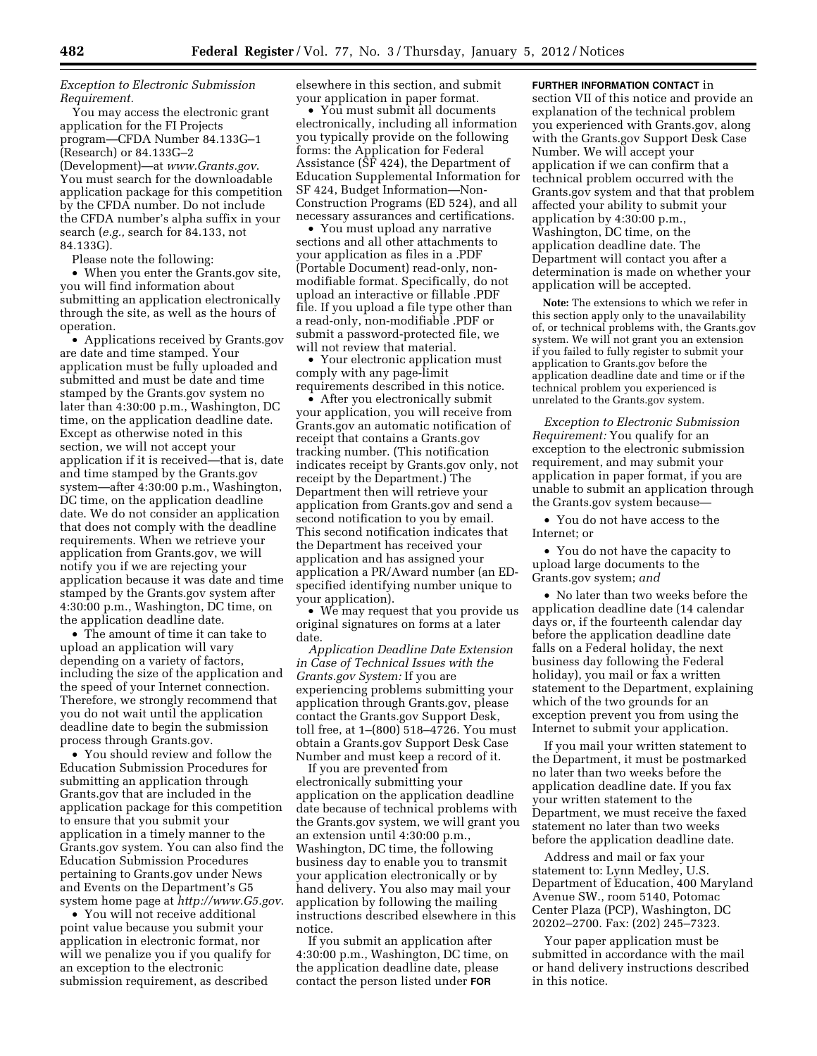*Exception to Electronic Submission Requirement.*

You may access the electronic grant application for the FI Projects program—CFDA Number 84.133G–1 (Research) or 84.133G–2 (Development)—at *www.Grants.gov*. You must search for the downloadable application package for this competition by the CFDA number. Do not include the CFDA number's alpha suffix in your search (*e.g.,* search for 84.133, not 84.133G).

Please note the following:

- When you enter the Grants.gov site, you will find information about submitting an application electronically through the site, as well as the hours of operation.
- Applications received by Grants.gov are date and time stamped. Your application must be fully uploaded and submitted and must be date and time stamped by the Grants.gov system no later than 4:30:00 p.m., Washington, DC time, on the application deadline date. Except as otherwise noted in this section, we will not accept your application if it is received—that is, date and time stamped by the Grants.gov system—after 4:30:00 p.m., Washington, DC time, on the application deadline date. We do not consider an application that does not comply with the deadline requirements. When we retrieve your application from Grants.gov, we will notify you if we are rejecting your application because it was date and time stamped by the Grants.gov system after 4:30:00 p.m., Washington, DC time, on the application deadline date.
- The amount of time it can take to upload an application will vary depending on a variety of factors, including the size of the application and the speed of your Internet connection. Therefore, we strongly recommend that you do not wait until the application deadline date to begin the submission process through Grants.gov.
- You should review and follow the Education Submission Procedures for submitting an application through Grants.gov that are included in the application package for this competition to ensure that you submit your application in a timely manner to the Grants.gov system. You can also find the Education Submission Procedures pertaining to Grants.gov under News and Events on the Department's G5 system home page at *http://www.G5.gov*.
- You will not receive additional point value because you submit your application in electronic format, nor will we penalize you if you qualify for an exception to the electronic submission requirement, as described elsewhere in this section, and submit your application in paper format.
- You must submit all documents electronically, including all information you typically provide on the following forms: the Application for Federal Assistance (SF 424), the Department of Education Supplemental Information for SF 424, Budget Information—Non-Construction Programs (ED 524), and all necessary assurances and certifications.
- You must upload any narrative sections and all other attachments to your application as files in a .PDF (Portable Document) read-only, non-modifiable format. Specifically, do not upload an interactive or fillable .PDF file. If you upload a file type other than a read-only, non-modifiable .PDF or submit a password-protected file, we will not review that material.
- Your electronic application must comply with any page-limit requirements described in this notice.
- After you electronically submit your application, you will receive from Grants.gov an automatic notification of receipt that contains a Grants.gov tracking number. (This notification indicates receipt by Grants.gov only, not receipt by the Department.) The Department then will retrieve your application from Grants.gov and send a second notification to you by email. This second notification indicates that the Department has received your application and has assigned your application a PR/Award number (an ED-specified identifying number unique to your application).
- We may request that you provide us original signatures on forms at a later date.

*Application Deadline Date Extension in Case of Technical Issues with the Grants.gov System:* If you are experiencing problems submitting your application through Grants.gov, please contact the Grants.gov Support Desk, toll free, at 1–(800) 518–4726. You must obtain a Grants.gov Support Desk Case Number and must keep a record of it.

If you are prevented from electronically submitting your application on the application deadline date because of technical problems with the Grants.gov system, we will grant you an extension until 4:30:00 p.m., Washington, DC time, the following business day to enable you to transmit your application electronically or by hand delivery. You also may mail your application by following the mailing instructions described elsewhere in this notice.

If you submit an application after 4:30:00 p.m., Washington, DC time, on the application deadline date, please contact the person listed under **FOR FURTHER INFORMATION CONTACT** in section VII of this notice and provide an explanation of the technical problem you experienced with Grants.gov, along with the Grants.gov Support Desk Case Number. We will accept your application if we can confirm that a technical problem occurred with the Grants.gov system and that that problem affected your ability to submit your application by 4:30:00 p.m., Washington, DC time, on the application deadline date. The Department will contact you after a determination is made on whether your application will be accepted.

**Note:** The extensions to which we refer in this section apply only to the unavailability of, or technical problems with, the Grants.gov system. We will not grant you an extension if you failed to fully register to submit your application to Grants.gov before the application deadline date and time or if the technical problem you experienced is unrelated to the Grants.gov system.

*Exception to Electronic Submission Requirement:* You qualify for an exception to the electronic submission requirement, and may submit your application in paper format, if you are unable to submit an application through the Grants.gov system because—

- You do not have access to the Internet; or
- You do not have the capacity to upload large documents to the Grants.gov system; *and*
- No later than two weeks before the application deadline date (14 calendar days or, if the fourteenth calendar day before the application deadline date falls on a Federal holiday, the next business day following the Federal holiday), you mail or fax a written statement to the Department, explaining which of the two grounds for an exception prevent you from using the Internet to submit your application.

If you mail your written statement to the Department, it must be postmarked no later than two weeks before the application deadline date. If you fax your written statement to the Department, we must receive the faxed statement no later than two weeks before the application deadline date.

Address and mail or fax your statement to: Lynn Medley, U.S. Department of Education, 400 Maryland Avenue SW., room 5140, Potomac Center Plaza (PCP), Washington, DC 20202–2700. Fax: (202) 245–7323.

Your paper application must be submitted in accordance with the mail or hand delivery instructions described in this notice.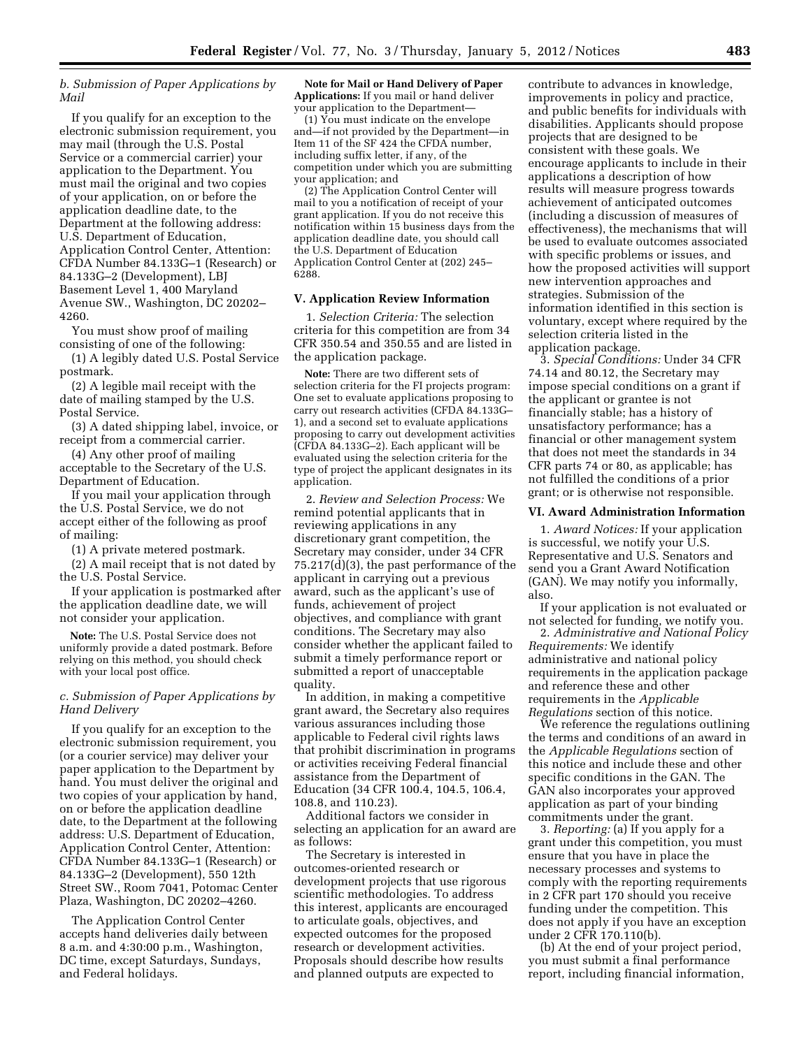### *b. Submission of Paper Applications by Mail*

If you qualify for an exception to the electronic submission requirement, you may mail (through the U.S. Postal Service or a commercial carrier) your application to the Department. You must mail the original and two copies of your application, on or before the application deadline date, to the Department at the following address: U.S. Department of Education, Application Control Center, Attention: CFDA Number 84.133G–1 (Research) or 84.133G–2 (Development), LBJ Basement Level 1, 400 Maryland Avenue SW., Washington, DC 20202–4260.

You must show proof of mailing consisting of one of the following:

(1) A legibly dated U.S. Postal Service postmark.

(2) A legible mail receipt with the date of mailing stamped by the U.S. Postal Service.

(3) A dated shipping label, invoice, or receipt from a commercial carrier.

(4) Any other proof of mailing acceptable to the Secretary of the U.S. Department of Education.

If you mail your application through the U.S. Postal Service, we do not accept either of the following as proof of mailing:

(1) A private metered postmark.

(2) A mail receipt that is not dated by the U.S. Postal Service.

If your application is postmarked after the application deadline date, we will not consider your application.

**Note:** The U.S. Postal Service does not uniformly provide a dated postmark. Before relying on this method, you should check with your local post office.

### *c. Submission of Paper Applications by Hand Delivery*

If you qualify for an exception to the electronic submission requirement, you (or a courier service) may deliver your paper application to the Department by hand. You must deliver the original and two copies of your application by hand, on or before the application deadline date, to the Department at the following address: U.S. Department of Education, Application Control Center, Attention: CFDA Number 84.133G–1 (Research) or 84.133G–2 (Development), 550 12th Street SW., Room 7041, Potomac Center Plaza, Washington, DC 20202–4260.

The Application Control Center accepts hand deliveries daily between 8 a.m. and 4:30:00 p.m., Washington, DC time, except Saturdays, Sundays, and Federal holidays.

**Note for Mail or Hand Delivery of Paper Applications:** If you mail or hand deliver your application to the Department—

(1) You must indicate on the envelope and—if not provided by the Department—in Item 11 of the SF 424 the CFDA number, including suffix letter, if any, of the competition under which you are submitting your application; and

(2) The Application Control Center will mail to you a notification of receipt of your grant application. If you do not receive this notification within 15 business days from the application deadline date, you should call the U.S. Department of Education Application Control Center at (202) 245–6288.

## V. Application Review Information

1. *Selection Criteria:* The selection criteria for this competition are from 34 CFR 350.54 and 350.55 and are listed in the application package.

**Note:** There are two different sets of selection criteria for the FI projects program: One set to evaluate applications proposing to carry out research activities (CFDA 84.133G–1), and a second set to evaluate applications proposing to carry out development activities (CFDA 84.133G–2). Each applicant will be evaluated using the selection criteria for the type of project the applicant designates in its application.

2. *Review and Selection Process:* We remind potential applicants that in reviewing applications in any discretionary grant competition, the Secretary may consider, under 34 CFR 75.217(d)(3), the past performance of the applicant in carrying out a previous award, such as the applicant's use of funds, achievement of project objectives, and compliance with grant conditions. The Secretary may also consider whether the applicant failed to submit a timely performance report or submitted a report of unacceptable quality.

In addition, in making a competitive grant award, the Secretary also requires various assurances including those applicable to Federal civil rights laws that prohibit discrimination in programs or activities receiving Federal financial assistance from the Department of Education (34 CFR 100.4, 104.5, 106.4, 108.8, and 110.23).

Additional factors we consider in selecting an application for an award are as follows:

The Secretary is interested in outcomes-oriented research or development projects that use rigorous scientific methodologies. To address this interest, applicants are encouraged to articulate goals, objectives, and expected outcomes for the proposed research or development activities. Proposals should describe how results and planned outputs are expected to contribute to advances in knowledge, improvements in policy and practice, and public benefits for individuals with disabilities. Applicants should propose projects that are designed to be consistent with these goals. We encourage applicants to include in their applications a description of how results will measure progress towards achievement of anticipated outcomes (including a discussion of measures of effectiveness), the mechanisms that will be used to evaluate outcomes associated with specific problems or issues, and how the proposed activities will support new intervention approaches and strategies. Submission of the information identified in this section is voluntary, except where required by the selection criteria listed in the application package.

3. *Special Conditions:* Under 34 CFR 74.14 and 80.12, the Secretary may impose special conditions on a grant if the applicant or grantee is not financially stable; has a history of unsatisfactory performance; has a financial or other management system that does not meet the standards in 34 CFR parts 74 or 80, as applicable; has not fulfilled the conditions of a prior grant; or is otherwise not responsible.

## VI. Award Administration Information

1. *Award Notices:* If your application is successful, we notify your U.S. Representative and U.S. Senators and send you a Grant Award Notification (GAN). We may notify you informally, also.

If your application is not evaluated or not selected for funding, we notify you.

2. *Administrative and National Policy Requirements:* We identify administrative and national policy requirements in the application package and reference these and other requirements in the *Applicable Regulations* section of this notice.

We reference the regulations outlining the terms and conditions of an award in the *Applicable Regulations* section of this notice and include these and other specific conditions in the GAN. The GAN also incorporates your approved application as part of your binding commitments under the grant.

3. *Reporting:* (a) If you apply for a grant under this competition, you must ensure that you have in place the necessary processes and systems to comply with the reporting requirements in 2 CFR part 170 should you receive funding under the competition. This does not apply if you have an exception under 2 CFR 170.110(b).

(b) At the end of your project period, you must submit a final performance report, including financial information,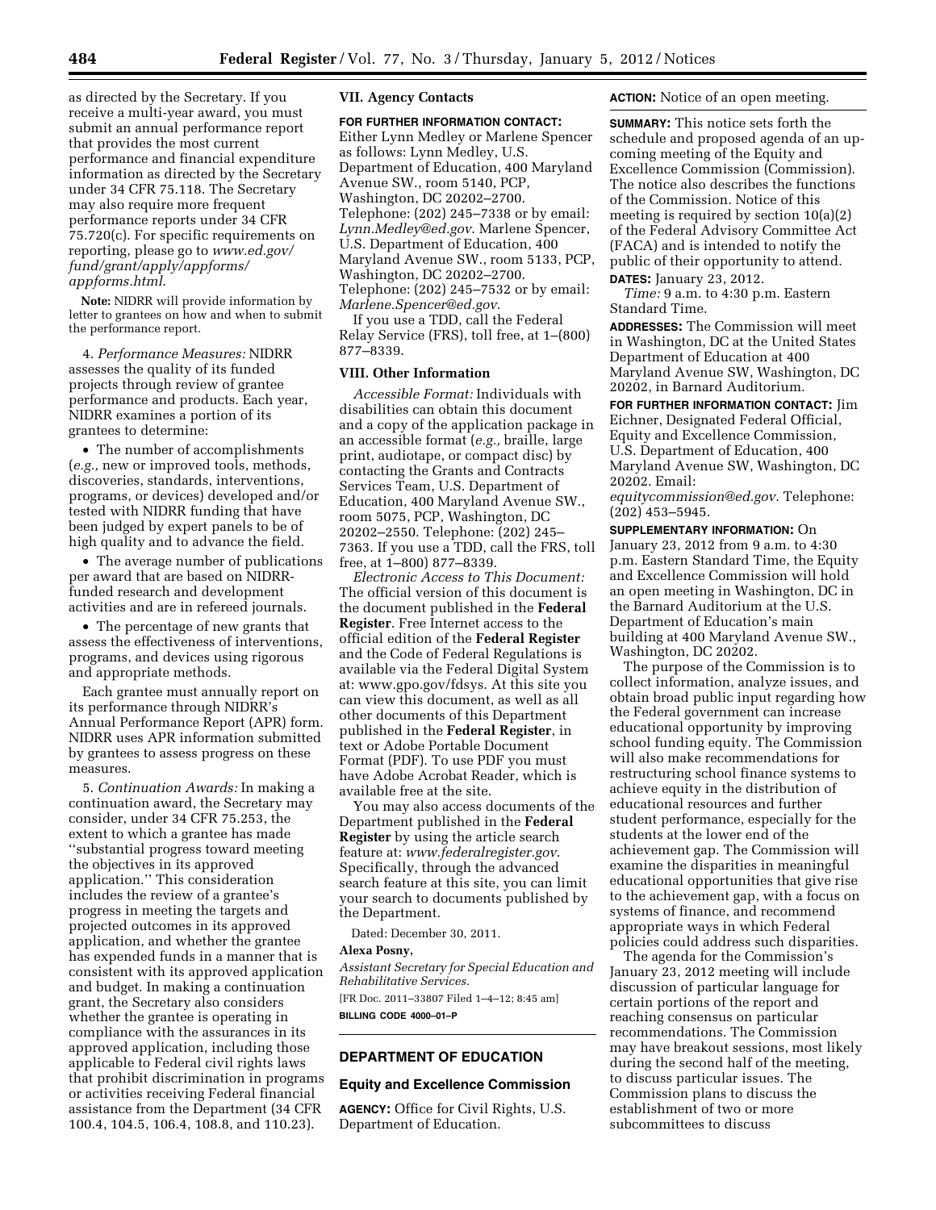as directed by the Secretary. If you receive a multi-year award, you must submit an annual performance report that provides the most current performance and financial expenditure information as directed by the Secretary under 34 CFR 75.118. The Secretary may also require more frequent performance reports under 34 CFR 75.720(c). For specific requirements on reporting, please go to *www.ed.gov/fund/grant/apply/appforms/appforms.html*.

**Note:** NIDRR will provide information by letter to grantees on how and when to submit the performance report.

4. *Performance Measures:* NIDRR assesses the quality of its funded projects through review of grantee performance and products. Each year, NIDRR examines a portion of its grantees to determine:

- The number of accomplishments (*e.g.,* new or improved tools, methods, discoveries, standards, interventions, programs, or devices) developed and/or tested with NIDRR funding that have been judged by expert panels to be of high quality and to advance the field.
- The average number of publications per award that are based on NIDRR-funded research and development activities and are in refereed journals.
- The percentage of new grants that assess the effectiveness of interventions, programs, and devices using rigorous and appropriate methods.

Each grantee must annually report on its performance through NIDRR's Annual Performance Report (APR) form. NIDRR uses APR information submitted by grantees to assess progress on these measures.

5. *Continuation Awards:* In making a continuation award, the Secretary may consider, under 34 CFR 75.253, the extent to which a grantee has made ''substantial progress toward meeting the objectives in its approved application.'' This consideration includes the review of a grantee's progress in meeting the targets and projected outcomes in its approved application, and whether the grantee has expended funds in a manner that is consistent with its approved application and budget. In making a continuation grant, the Secretary also considers whether the grantee is operating in compliance with the assurances in its approved application, including those applicable to Federal civil rights laws that prohibit discrimination in programs or activities receiving Federal financial assistance from the Department (34 CFR 100.4, 104.5, 106.4, 108.8, and 110.23).

### VII. Agency Contacts

**FOR FURTHER INFORMATION CONTACT:** Either Lynn Medley or Marlene Spencer as follows: Lynn Medley, U.S. Department of Education, 400 Maryland Avenue SW., room 5140, PCP, Washington, DC 20202–2700. Telephone: (202) 245–7338 or by email: *Lynn.Medley@ed.gov*. Marlene Spencer, U.S. Department of Education, 400 Maryland Avenue SW., room 5133, PCP, Washington, DC 20202–2700. Telephone: (202) 245–7532 or by email: *Marlene.Spencer@ed.gov*.

If you use a TDD, call the Federal Relay Service (FRS), toll free, at 1–(800) 877–8339.

### VIII. Other Information

*Accessible Format:* Individuals with disabilities can obtain this document and a copy of the application package in an accessible format (*e.g.,* braille, large print, audiotape, or compact disc) by contacting the Grants and Contracts Services Team, U.S. Department of Education, 400 Maryland Avenue SW., room 5075, PCP, Washington, DC 20202–2550. Telephone: (202) 245–7363. If you use a TDD, call the FRS, toll free, at 1–800) 877–8339.

*Electronic Access to This Document:* The official version of this document is the document published in the **Federal Register**. Free Internet access to the official edition of the **Federal Register** and the Code of Federal Regulations is available via the Federal Digital System at: www.gpo.gov/fdsys. At this site you can view this document, as well as all other documents of this Department published in the **Federal Register**, in text or Adobe Portable Document Format (PDF). To use PDF you must have Adobe Acrobat Reader, which is available free at the site.

You may also access documents of the Department published in the **Federal Register** by using the article search feature at: *www.federalregister.gov*. Specifically, through the advanced search feature at this site, you can limit your search to documents published by the Department.

Dated: December 30, 2011.

**Alexa Posny,**

*Assistant Secretary for Special Education and Rehabilitative Services.*

[FR Doc. 2011–33807 Filed 1–4–12; 8:45 am]

**BILLING CODE 4000–01–P**

## DEPARTMENT OF EDUCATION

### Equity and Excellence Commission

**AGENCY:** Office for Civil Rights, U.S. Department of Education.

**ACTION:** Notice of an open meeting.

**SUMMARY:** This notice sets forth the schedule and proposed agenda of an up-coming meeting of the Equity and Excellence Commission (Commission). The notice also describes the functions of the Commission. Notice of this meeting is required by section 10(a)(2) of the Federal Advisory Committee Act (FACA) and is intended to notify the public of their opportunity to attend.

**DATES:** January 23, 2012.

*Time:* 9 a.m. to 4:30 p.m. Eastern Standard Time.

**ADDRESSES:** The Commission will meet in Washington, DC at the United States Department of Education at 400 Maryland Avenue SW, Washington, DC 20202, in Barnard Auditorium.

**FOR FURTHER INFORMATION CONTACT:** Jim Eichner, Designated Federal Official, Equity and Excellence Commission, U.S. Department of Education, 400 Maryland Avenue SW, Washington, DC 20202. Email: *equitycommission@ed.gov*. Telephone: (202) 453–5945.

**SUPPLEMENTARY INFORMATION:** On January 23, 2012 from 9 a.m. to 4:30 p.m. Eastern Standard Time, the Equity and Excellence Commission will hold an open meeting in Washington, DC in the Barnard Auditorium at the U.S. Department of Education's main building at 400 Maryland Avenue SW., Washington, DC 20202.

The purpose of the Commission is to collect information, analyze issues, and obtain broad public input regarding how the Federal government can increase educational opportunity by improving school funding equity. The Commission will also make recommendations for restructuring school finance systems to achieve equity in the distribution of educational resources and further student performance, especially for the students at the lower end of the achievement gap. The Commission will examine the disparities in meaningful educational opportunities that give rise to the achievement gap, with a focus on systems of finance, and recommend appropriate ways in which Federal policies could address such disparities.

The agenda for the Commission's January 23, 2012 meeting will include discussion of particular language for certain portions of the report and reaching consensus on particular recommendations. The Commission may have breakout sessions, most likely during the second half of the meeting, to discuss particular issues. The Commission plans to discuss the establishment of two or more subcommittees to discuss